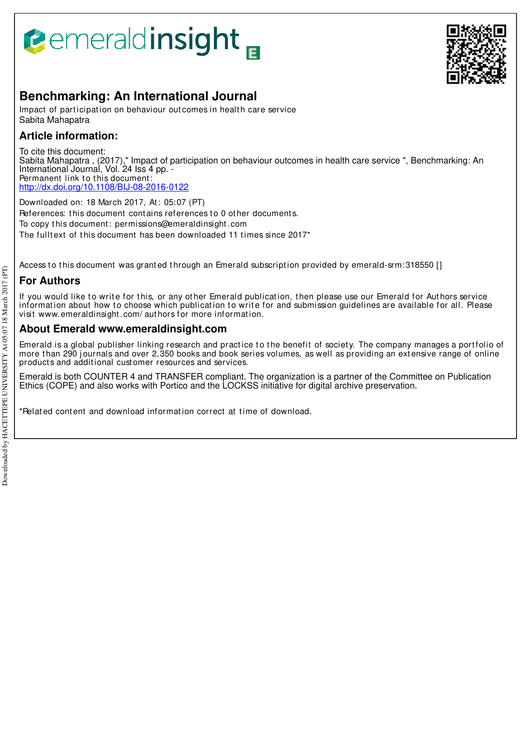# Benchmarking: An International Journal

Impact of participation on behaviour outcomes in health care service
Sabita Mahapatra

## Article information:

To cite this document:
Sabita Mahapatra , (2017)," Impact of participation on behaviour outcomes in health care service ", Benchmarking: An International Journal, Vol. 24 Iss 4 pp. -
Permanent link to this document:
http://dx.doi.org/10.1108/BIJ-08-2016-0122

Downloaded on: 18 March 2017, At: 05:07 (PT)
References: this document contains references to 0 other documents.
To copy this document: permissions@emeraldinsight.com
The fulltext of this document has been downloaded 11 times since 2017*

Access to this document was granted through an Emerald subscription provided by emerald-srm:318550 []

## For Authors

If you would like to write for this, or any other Emerald publication, then please use our Emerald for Authors service information about how to choose which publication to write for and submission guidelines are available for all. Please visit www.emeraldinsight.com/authors for more information.

## About Emerald www.emeraldinsight.com

Emerald is a global publisher linking research and practice to the benefit of society. The company manages a portfolio of more than 290 journals and over 2,350 books and book series volumes, as well as providing an extensive range of online products and additional customer resources and services.

Emerald is both COUNTER 4 and TRANSFER compliant. The organization is a partner of the Committee on Publication Ethics (COPE) and also works with Portico and the LOCKSS initiative for digital archive preservation.

*Related content and download information correct at time of download.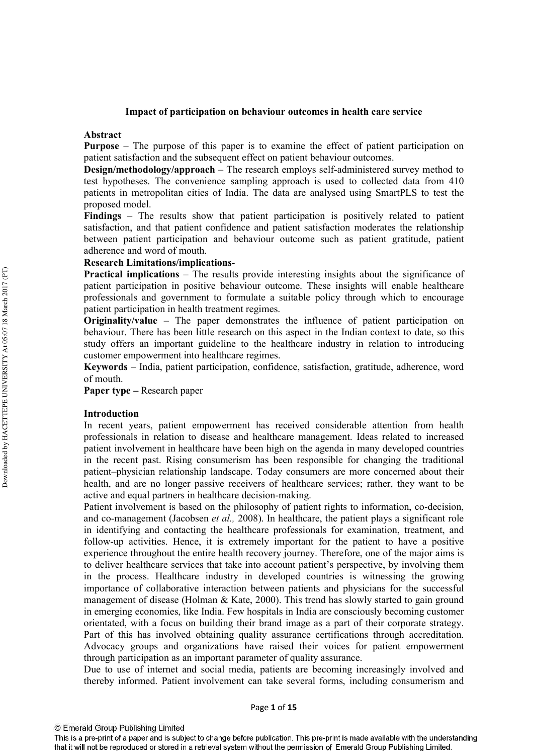**Impact of participation on behaviour outcomes in health care service**

**Abstract**

**Purpose** – The purpose of this paper is to examine the effect of patient participation on patient satisfaction and the subsequent effect on patient behaviour outcomes.

**Design/methodology/approach** – The research employs self-administered survey method to test hypotheses. The convenience sampling approach is used to collected data from 410 patients in metropolitan cities of India. The data are analysed using SmartPLS to test the proposed model.

**Findings** – The results show that patient participation is positively related to patient satisfaction, and that patient confidence and patient satisfaction moderates the relationship between patient participation and behaviour outcome such as patient gratitude, patient adherence and word of mouth.

**Research Limitations/implications-**

**Practical implications** – The results provide interesting insights about the significance of patient participation in positive behaviour outcome. These insights will enable healthcare professionals and government to formulate a suitable policy through which to encourage patient participation in health treatment regimes.

**Originality/value** – The paper demonstrates the influence of patient participation on behaviour. There has been little research on this aspect in the Indian context to date, so this study offers an important guideline to the healthcare industry in relation to introducing customer empowerment into healthcare regimes.

**Keywords** – India, patient participation, confidence, satisfaction, gratitude, adherence, word of mouth.

**Paper type –** Research paper

**Introduction**

In recent years, patient empowerment has received considerable attention from health professionals in relation to disease and healthcare management. Ideas related to increased patient involvement in healthcare have been high on the agenda in many developed countries in the recent past. Rising consumerism has been responsible for changing the traditional patient–physician relationship landscape. Today consumers are more concerned about their health, and are no longer passive receivers of healthcare services; rather, they want to be active and equal partners in healthcare decision-making.

Patient involvement is based on the philosophy of patient rights to information, co-decision, and co-management (Jacobsen *et al.,* 2008). In healthcare, the patient plays a significant role in identifying and contacting the healthcare professionals for examination, treatment, and follow-up activities. Hence, it is extremely important for the patient to have a positive experience throughout the entire health recovery journey. Therefore, one of the major aims is to deliver healthcare services that take into account patient's perspective, by involving them in the process. Healthcare industry in developed countries is witnessing the growing importance of collaborative interaction between patients and physicians for the successful management of disease (Holman & Kate, 2000). This trend has slowly started to gain ground in emerging economies, like India. Few hospitals in India are consciously becoming customer orientated, with a focus on building their brand image as a part of their corporate strategy. Part of this has involved obtaining quality assurance certifications through accreditation. Advocacy groups and organizations have raised their voices for patient empowerment through participation as an important parameter of quality assurance.

Due to use of internet and social media, patients are becoming increasingly involved and thereby informed. Patient involvement can take several forms, including consumerism and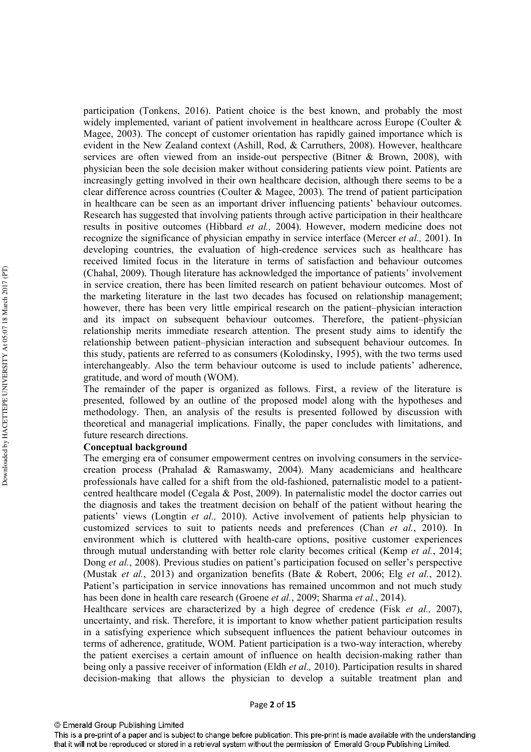participation (Tonkens, 2016). Patient choice is the best known, and probably the most widely implemented, variant of patient involvement in healthcare across Europe (Coulter & Magee, 2003). The concept of customer orientation has rapidly gained importance which is evident in the New Zealand context (Ashill, Rod, & Carruthers, 2008). However, healthcare services are often viewed from an inside-out perspective (Bitner & Brown, 2008), with physician been the sole decision maker without considering patients view point. Patients are increasingly getting involved in their own healthcare decision, although there seems to be a clear difference across countries (Coulter & Magee, 2003). The trend of patient participation in healthcare can be seen as an important driver influencing patients' behaviour outcomes. Research has suggested that involving patients through active participation in their healthcare results in positive outcomes (Hibbard *et al.,* 2004). However, modern medicine does not recognize the significance of physician empathy in service interface (Mercer *et al.,* 2001). In developing countries, the evaluation of high-credence services such as healthcare has received limited focus in the literature in terms of satisfaction and behaviour outcomes (Chahal, 2009). Though literature has acknowledged the importance of patients' involvement in service creation, there has been limited research on patient behaviour outcomes. Most of the marketing literature in the last two decades has focused on relationship management; however, there has been very little empirical research on the patient–physician interaction and its impact on subsequent behaviour outcomes. Therefore, the patient–physician relationship merits immediate research attention. The present study aims to identify the relationship between patient–physician interaction and subsequent behaviour outcomes. In this study, patients are referred to as consumers (Kolodinsky, 1995), with the two terms used interchangeably. Also the term behaviour outcome is used to include patients' adherence, gratitude, and word of mouth (WOM).

The remainder of the paper is organized as follows. First, a review of the literature is presented, followed by an outline of the proposed model along with the hypotheses and methodology. Then, an analysis of the results is presented followed by discussion with theoretical and managerial implications. Finally, the paper concludes with limitations, and future research directions.

## Conceptual background

The emerging era of consumer empowerment centres on involving consumers in the service-creation process (Prahalad & Ramaswamy, 2004). Many academicians and healthcare professionals have called for a shift from the old-fashioned, paternalistic model to a patient-centred healthcare model (Cegala & Post, 2009). In paternalistic model the doctor carries out the diagnosis and takes the treatment decision on behalf of the patient without hearing the patients' views (Longtin *et al.,* 2010). Active involvement of patients help physician to customized services to suit to patients needs and preferences (Chan *et al.*, 2010). In environment which is cluttered with health-care options, positive customer experiences through mutual understanding with better role clarity becomes critical (Kemp *et al.*, 2014; Dong *et al.*, 2008). Previous studies on patient's participation focused on seller's perspective (Mustak *et al.*, 2013) and organization benefits (Bate & Robert, 2006; Elg *et al.*, 2012). Patient's participation in service innovations has remained uncommon and not much study has been done in health care research (Groene *et al.*, 2009; Sharma *et al.*, 2014).

Healthcare services are characterized by a high degree of credence (Fisk *et al.,* 2007), uncertainty, and risk. Therefore, it is important to know whether patient participation results in a satisfying experience which subsequent influences the patient behaviour outcomes in terms of adherence, gratitude, WOM. Patient participation is a two-way interaction, whereby the patient exercises a certain amount of influence on health decision-making rather than being only a passive receiver of information (Eldh *et al.,* 2010). Participation results in shared decision-making that allows the physician to develop a suitable treatment plan and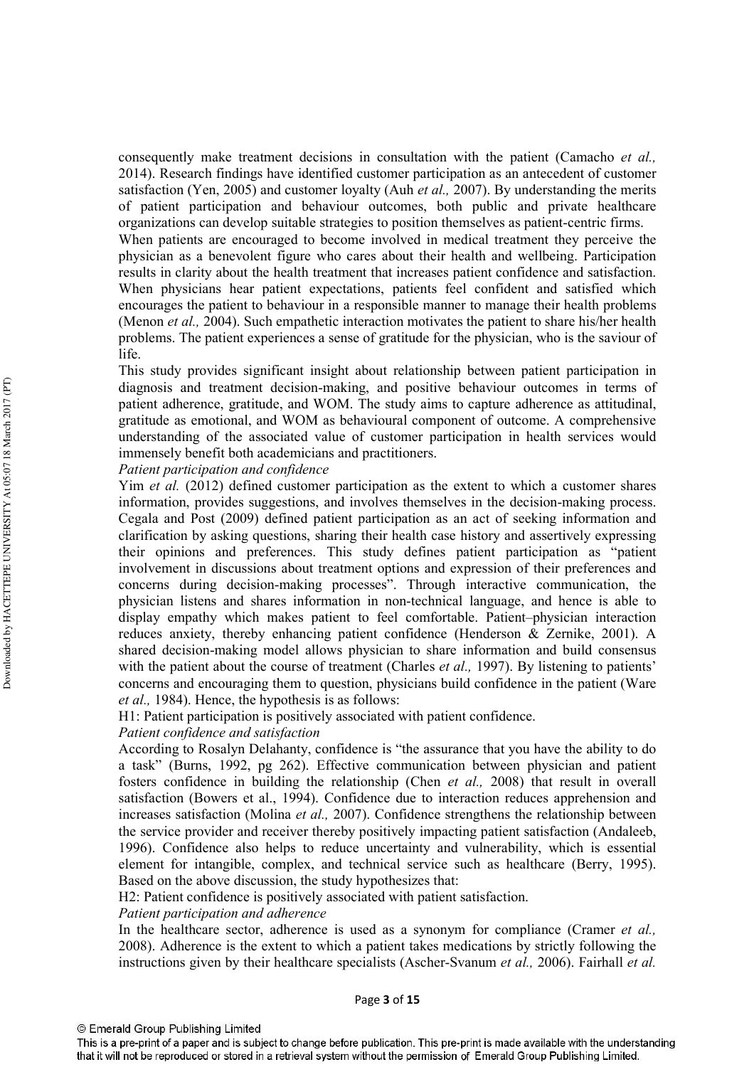consequently make treatment decisions in consultation with the patient (Camacho *et al.,* 2014). Research findings have identified customer participation as an antecedent of customer satisfaction (Yen, 2005) and customer loyalty (Auh *et al.,* 2007). By understanding the merits of patient participation and behaviour outcomes, both public and private healthcare organizations can develop suitable strategies to position themselves as patient-centric firms.

When patients are encouraged to become involved in medical treatment they perceive the physician as a benevolent figure who cares about their health and wellbeing. Participation results in clarity about the health treatment that increases patient confidence and satisfaction. When physicians hear patient expectations, patients feel confident and satisfied which encourages the patient to behaviour in a responsible manner to manage their health problems (Menon *et al.,* 2004). Such empathetic interaction motivates the patient to share his/her health problems. The patient experiences a sense of gratitude for the physician, who is the saviour of life.

This study provides significant insight about relationship between patient participation in diagnosis and treatment decision-making, and positive behaviour outcomes in terms of patient adherence, gratitude, and WOM. The study aims to capture adherence as attitudinal, gratitude as emotional, and WOM as behavioural component of outcome. A comprehensive understanding of the associated value of customer participation in health services would immensely benefit both academicians and practitioners.

*Patient participation and confidence*

Yim *et al.* (2012) defined customer participation as the extent to which a customer shares information, provides suggestions, and involves themselves in the decision-making process. Cegala and Post (2009) defined patient participation as an act of seeking information and clarification by asking questions, sharing their health case history and assertively expressing their opinions and preferences. This study defines patient participation as "patient involvement in discussions about treatment options and expression of their preferences and concerns during decision-making processes". Through interactive communication, the physician listens and shares information in non-technical language, and hence is able to display empathy which makes patient to feel comfortable. Patient–physician interaction reduces anxiety, thereby enhancing patient confidence (Henderson & Zernike, 2001). A shared decision-making model allows physician to share information and build consensus with the patient about the course of treatment (Charles *et al.,* 1997). By listening to patients' concerns and encouraging them to question, physicians build confidence in the patient (Ware *et al.,* 1984). Hence, the hypothesis is as follows:

H1: Patient participation is positively associated with patient confidence.

*Patient confidence and satisfaction*

According to Rosalyn Delahanty, confidence is "the assurance that you have the ability to do a task" (Burns, 1992, pg 262). Effective communication between physician and patient fosters confidence in building the relationship (Chen *et al.,* 2008) that result in overall satisfaction (Bowers et al., 1994). Confidence due to interaction reduces apprehension and increases satisfaction (Molina *et al.,* 2007). Confidence strengthens the relationship between the service provider and receiver thereby positively impacting patient satisfaction (Andaleeb, 1996). Confidence also helps to reduce uncertainty and vulnerability, which is essential element for intangible, complex, and technical service such as healthcare (Berry, 1995). Based on the above discussion, the study hypothesizes that:

H2: Patient confidence is positively associated with patient satisfaction.

*Patient participation and adherence*

In the healthcare sector, adherence is used as a synonym for compliance (Cramer *et al.,* 2008). Adherence is the extent to which a patient takes medications by strictly following the instructions given by their healthcare specialists (Ascher-Svanum *et al.,* 2006). Fairhall *et al.*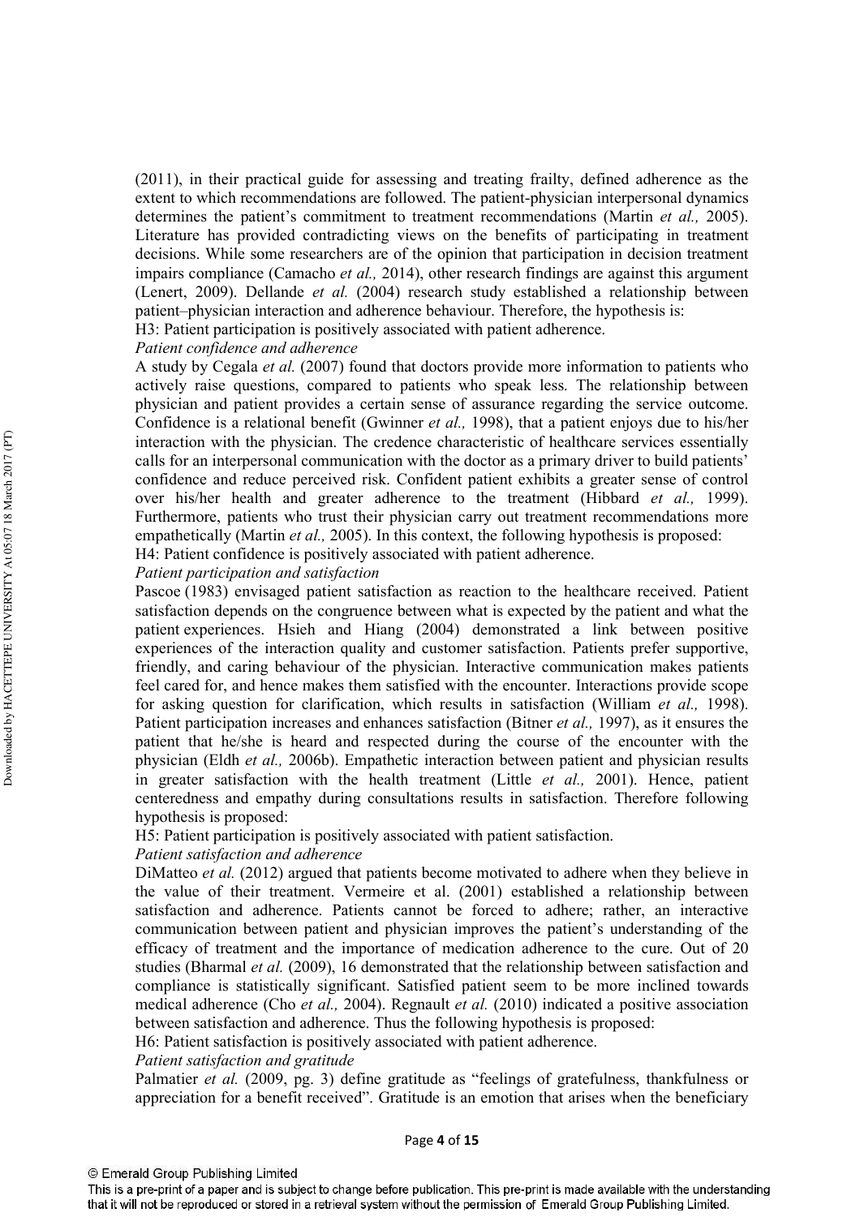(2011), in their practical guide for assessing and treating frailty, defined adherence as the extent to which recommendations are followed. The patient-physician interpersonal dynamics determines the patient's commitment to treatment recommendations (Martin *et al.,* 2005). Literature has provided contradicting views on the benefits of participating in treatment decisions. While some researchers are of the opinion that participation in decision treatment impairs compliance (Camacho *et al.,* 2014), other research findings are against this argument (Lenert, 2009). Dellande *et al.* (2004) research study established a relationship between patient–physician interaction and adherence behaviour. Therefore, the hypothesis is:

H3: Patient participation is positively associated with patient adherence.

*Patient confidence and adherence*

A study by Cegala *et al.* (2007) found that doctors provide more information to patients who actively raise questions, compared to patients who speak less. The relationship between physician and patient provides a certain sense of assurance regarding the service outcome. Confidence is a relational benefit (Gwinner *et al.,* 1998), that a patient enjoys due to his/her interaction with the physician. The credence characteristic of healthcare services essentially calls for an interpersonal communication with the doctor as a primary driver to build patients' confidence and reduce perceived risk. Confident patient exhibits a greater sense of control over his/her health and greater adherence to the treatment (Hibbard *et al.,* 1999). Furthermore, patients who trust their physician carry out treatment recommendations more empathetically (Martin *et al.,* 2005). In this context, the following hypothesis is proposed:

H4: Patient confidence is positively associated with patient adherence.

*Patient participation and satisfaction*

Pascoe (1983) envisaged patient satisfaction as reaction to the healthcare received. Patient satisfaction depends on the congruence between what is expected by the patient and what the patient experiences. Hsieh and Hiang (2004) demonstrated a link between positive experiences of the interaction quality and customer satisfaction. Patients prefer supportive, friendly, and caring behaviour of the physician. Interactive communication makes patients feel cared for, and hence makes them satisfied with the encounter. Interactions provide scope for asking question for clarification, which results in satisfaction (William *et al.,* 1998). Patient participation increases and enhances satisfaction (Bitner *et al.,* 1997), as it ensures the patient that he/she is heard and respected during the course of the encounter with the physician (Eldh *et al.,* 2006b). Empathetic interaction between patient and physician results in greater satisfaction with the health treatment (Little *et al.,* 2001). Hence, patient centeredness and empathy during consultations results in satisfaction. Therefore following hypothesis is proposed:

H5: Patient participation is positively associated with patient satisfaction.

*Patient satisfaction and adherence*

DiMatteo *et al.* (2012) argued that patients become motivated to adhere when they believe in the value of their treatment. Vermeire et al. (2001) established a relationship between satisfaction and adherence. Patients cannot be forced to adhere; rather, an interactive communication between patient and physician improves the patient's understanding of the efficacy of treatment and the importance of medication adherence to the cure. Out of 20 studies (Bharmal *et al.* (2009), 16 demonstrated that the relationship between satisfaction and compliance is statistically significant. Satisfied patient seem to be more inclined towards medical adherence (Cho *et al.,* 2004). Regnault *et al.* (2010) indicated a positive association between satisfaction and adherence. Thus the following hypothesis is proposed:

H6: Patient satisfaction is positively associated with patient adherence.

*Patient satisfaction and gratitude*

Palmatier *et al.* (2009, pg. 3) define gratitude as "feelings of gratefulness, thankfulness or appreciation for a benefit received". Gratitude is an emotion that arises when the beneficiary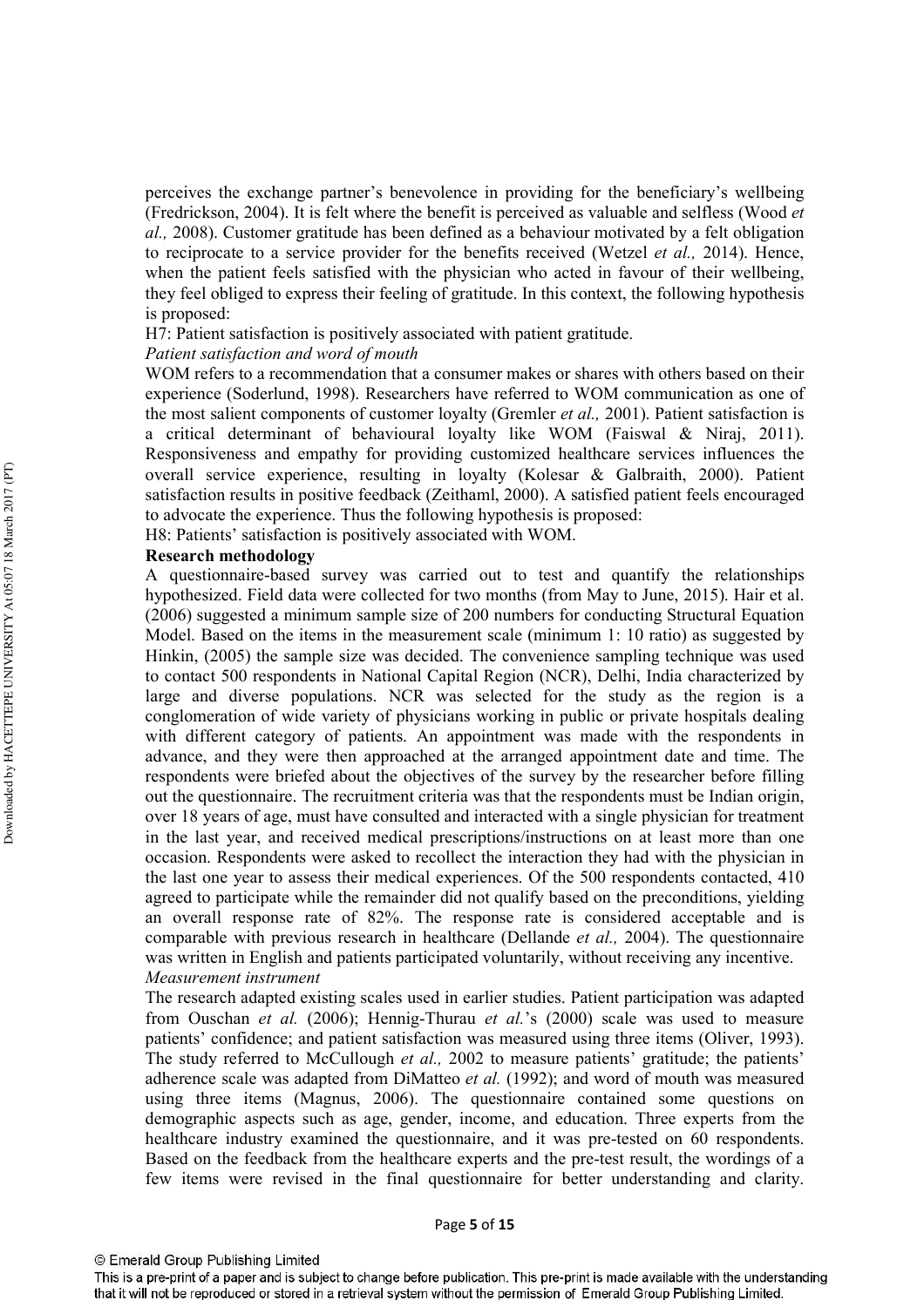perceives the exchange partner's benevolence in providing for the beneficiary's wellbeing (Fredrickson, 2004). It is felt where the benefit is perceived as valuable and selfless (Wood *et al.,* 2008). Customer gratitude has been defined as a behaviour motivated by a felt obligation to reciprocate to a service provider for the benefits received (Wetzel *et al.,* 2014). Hence, when the patient feels satisfied with the physician who acted in favour of their wellbeing, they feel obliged to express their feeling of gratitude. In this context, the following hypothesis is proposed:

H7: Patient satisfaction is positively associated with patient gratitude.

*Patient satisfaction and word of mouth*

WOM refers to a recommendation that a consumer makes or shares with others based on their experience (Soderlund, 1998). Researchers have referred to WOM communication as one of the most salient components of customer loyalty (Gremler *et al.,* 2001). Patient satisfaction is a critical determinant of behavioural loyalty like WOM (Faiswal & Niraj, 2011). Responsiveness and empathy for providing customized healthcare services influences the overall service experience, resulting in loyalty (Kolesar & Galbraith, 2000). Patient satisfaction results in positive feedback (Zeithaml, 2000). A satisfied patient feels encouraged to advocate the experience. Thus the following hypothesis is proposed:

H8: Patients' satisfaction is positively associated with WOM.

**Research methodology**

A questionnaire-based survey was carried out to test and quantify the relationships hypothesized. Field data were collected for two months (from May to June, 2015). Hair et al. (2006) suggested a minimum sample size of 200 numbers for conducting Structural Equation Model. Based on the items in the measurement scale (minimum 1: 10 ratio) as suggested by Hinkin, (2005) the sample size was decided. The convenience sampling technique was used to contact 500 respondents in National Capital Region (NCR), Delhi, India characterized by large and diverse populations. NCR was selected for the study as the region is a conglomeration of wide variety of physicians working in public or private hospitals dealing with different category of patients. An appointment was made with the respondents in advance, and they were then approached at the arranged appointment date and time. The respondents were briefed about the objectives of the survey by the researcher before filling out the questionnaire. The recruitment criteria was that the respondents must be Indian origin, over 18 years of age, must have consulted and interacted with a single physician for treatment in the last year, and received medical prescriptions/instructions on at least more than one occasion. Respondents were asked to recollect the interaction they had with the physician in the last one year to assess their medical experiences. Of the 500 respondents contacted, 410 agreed to participate while the remainder did not qualify based on the preconditions, yielding an overall response rate of 82%. The response rate is considered acceptable and is comparable with previous research in healthcare (Dellande *et al.,* 2004). The questionnaire was written in English and patients participated voluntarily, without receiving any incentive.

*Measurement instrument*

The research adapted existing scales used in earlier studies. Patient participation was adapted from Ouschan *et al.* (2006); Hennig-Thurau *et al.*'s (2000) scale was used to measure patients' confidence; and patient satisfaction was measured using three items (Oliver, 1993). The study referred to McCullough *et al.,* 2002 to measure patients' gratitude; the patients' adherence scale was adapted from DiMatteo *et al.* (1992); and word of mouth was measured using three items (Magnus, 2006). The questionnaire contained some questions on demographic aspects such as age, gender, income, and education. Three experts from the healthcare industry examined the questionnaire, and it was pre-tested on 60 respondents. Based on the feedback from the healthcare experts and the pre-test result, the wordings of a few items were revised in the final questionnaire for better understanding and clarity.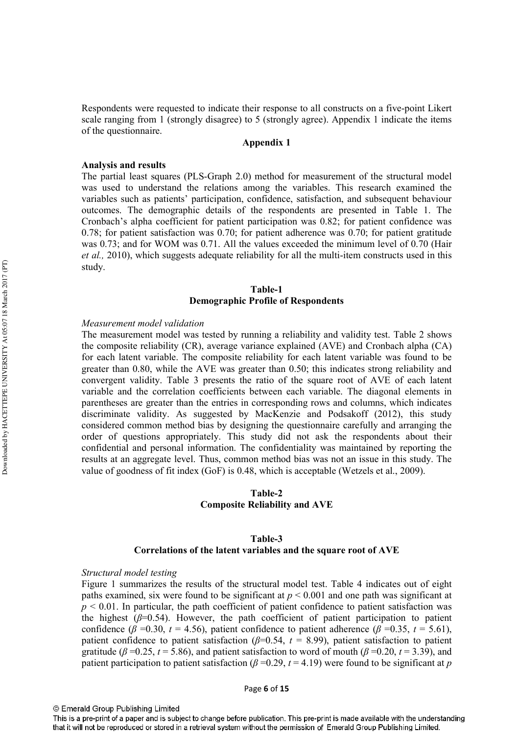Respondents were requested to indicate their response to all constructs on a five-point Likert scale ranging from 1 (strongly disagree) to 5 (strongly agree). Appendix 1 indicate the items of the questionnaire.

**Appendix 1**

**Analysis and results**

The partial least squares (PLS-Graph 2.0) method for measurement of the structural model was used to understand the relations among the variables. This research examined the variables such as patients' participation, confidence, satisfaction, and subsequent behaviour outcomes. The demographic details of the respondents are presented in Table 1. The Cronbach's alpha coefficient for patient participation was 0.82; for patient confidence was 0.78; for patient satisfaction was 0.70; for patient adherence was 0.70; for patient gratitude was 0.73; and for WOM was 0.71. All the values exceeded the minimum level of 0.70 (Hair *et al.,* 2010), which suggests adequate reliability for all the multi-item constructs used in this study.

**Table-1**
**Demographic Profile of Respondents**

*Measurement model validation*

The measurement model was tested by running a reliability and validity test. Table 2 shows the composite reliability (CR), average variance explained (AVE) and Cronbach alpha (CA) for each latent variable. The composite reliability for each latent variable was found to be greater than 0.80, while the AVE was greater than 0.50; this indicates strong reliability and convergent validity. Table 3 presents the ratio of the square root of AVE of each latent variable and the correlation coefficients between each variable. The diagonal elements in parentheses are greater than the entries in corresponding rows and columns, which indicates discriminate validity. As suggested by MacKenzie and Podsakoff (2012), this study considered common method bias by designing the questionnaire carefully and arranging the order of questions appropriately. This study did not ask the respondents about their confidential and personal information. The confidentiality was maintained by reporting the results at an aggregate level. Thus, common method bias was not an issue in this study. The value of goodness of fit index (GoF) is 0.48, which is acceptable (Wetzels et al., 2009).

**Table-2**
**Composite Reliability and AVE**

**Table-3**
**Correlations of the latent variables and the square root of AVE**

*Structural model testing*

Figure 1 summarizes the results of the structural model test. Table 4 indicates out of eight paths examined, six were found to be significant at $p < 0.001$ and one path was significant at $p < 0.01$. In particular, the path coefficient of patient confidence to patient satisfaction was the highest ($\beta$=0.54). However, the path coefficient of patient participation to patient confidence ($\beta$ =0.30, $t$ = 4.56), patient confidence to patient adherence ($\beta$ =0.35, $t$ = 5.61), patient confidence to patient satisfaction ($\beta$=0.54, $t$ = 8.99), patient satisfaction to patient gratitude ($\beta$ =0.25, $t$ = 5.86), and patient satisfaction to word of mouth ($\beta$ =0.20, $t$ = 3.39), and patient participation to patient satisfaction ($\beta$ =0.29, $t$ = 4.19) were found to be significant at $p$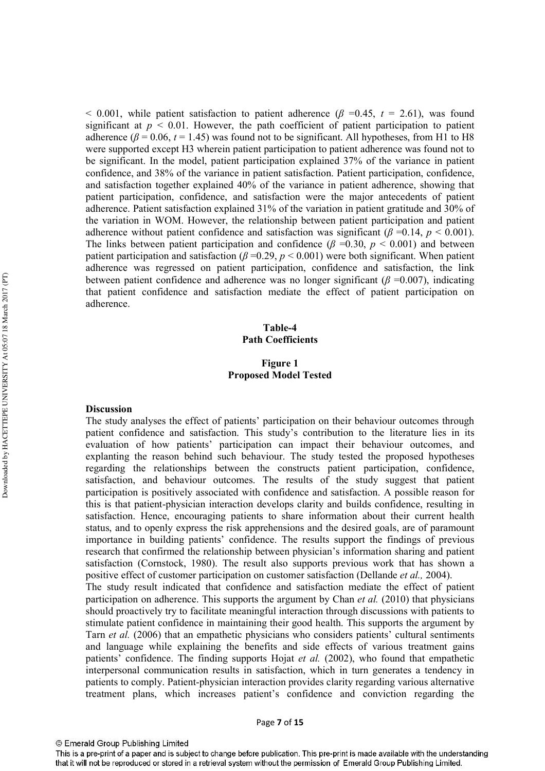$< 0.001$, while patient satisfaction to patient adherence ($\beta$ =0.45, $t$ = 2.61), was found significant at $p < 0.01$. However, the path coefficient of patient participation to patient adherence ($\beta$ = 0.06, $t$ = 1.45) was found not to be significant. All hypotheses, from H1 to H8 were supported except H3 wherein patient participation to patient adherence was found not to be significant. In the model, patient participation explained 37% of the variance in patient confidence, and 38% of the variance in patient satisfaction. Patient participation, confidence, and satisfaction together explained 40% of the variance in patient adherence, showing that patient participation, confidence, and satisfaction were the major antecedents of patient adherence. Patient satisfaction explained 31% of the variation in patient gratitude and 30% of the variation in WOM. However, the relationship between patient participation and patient adherence without patient confidence and satisfaction was significant ($\beta$ =0.14, $p < 0.001$). The links between patient participation and confidence ($\beta$ =0.30, $p < 0.001$) and between patient participation and satisfaction ($\beta$ =0.29, $p < 0.001$) were both significant. When patient adherence was regressed on patient participation, confidence and satisfaction, the link between patient confidence and adherence was no longer significant ($\beta$ =0.007), indicating that patient confidence and satisfaction mediate the effect of patient participation on adherence.

**Table-4**
**Path Coefficients**

**Figure 1**
**Proposed Model Tested**

## Discussion

The study analyses the effect of patients' participation on their behaviour outcomes through patient confidence and satisfaction. This study's contribution to the literature lies in its evaluation of how patients' participation can impact their behaviour outcomes, and explanting the reason behind such behaviour. The study tested the proposed hypotheses regarding the relationships between the constructs patient participation, confidence, satisfaction, and behaviour outcomes. The results of the study suggest that patient participation is positively associated with confidence and satisfaction. A possible reason for this is that patient-physician interaction develops clarity and builds confidence, resulting in satisfaction. Hence, encouraging patients to share information about their current health status, and to openly express the risk apprehensions and the desired goals, are of paramount importance in building patients' confidence. The results support the findings of previous research that confirmed the relationship between physician's information sharing and patient satisfaction (Cornstock, 1980). The result also supports previous work that has shown a positive effect of customer participation on customer satisfaction (Dellande *et al.,* 2004).

The study result indicated that confidence and satisfaction mediate the effect of patient participation on adherence. This supports the argument by Chan *et al.* (2010) that physicians should proactively try to facilitate meaningful interaction through discussions with patients to stimulate patient confidence in maintaining their good health. This supports the argument by Tarn *et al.* (2006) that an empathetic physicians who considers patients' cultural sentiments and language while explaining the benefits and side effects of various treatment gains patients' confidence. The finding supports Hojat *et al.* (2002), who found that empathetic interpersonal communication results in satisfaction, which in turn generates a tendency in patients to comply. Patient-physician interaction provides clarity regarding various alternative treatment plans, which increases patient's confidence and conviction regarding the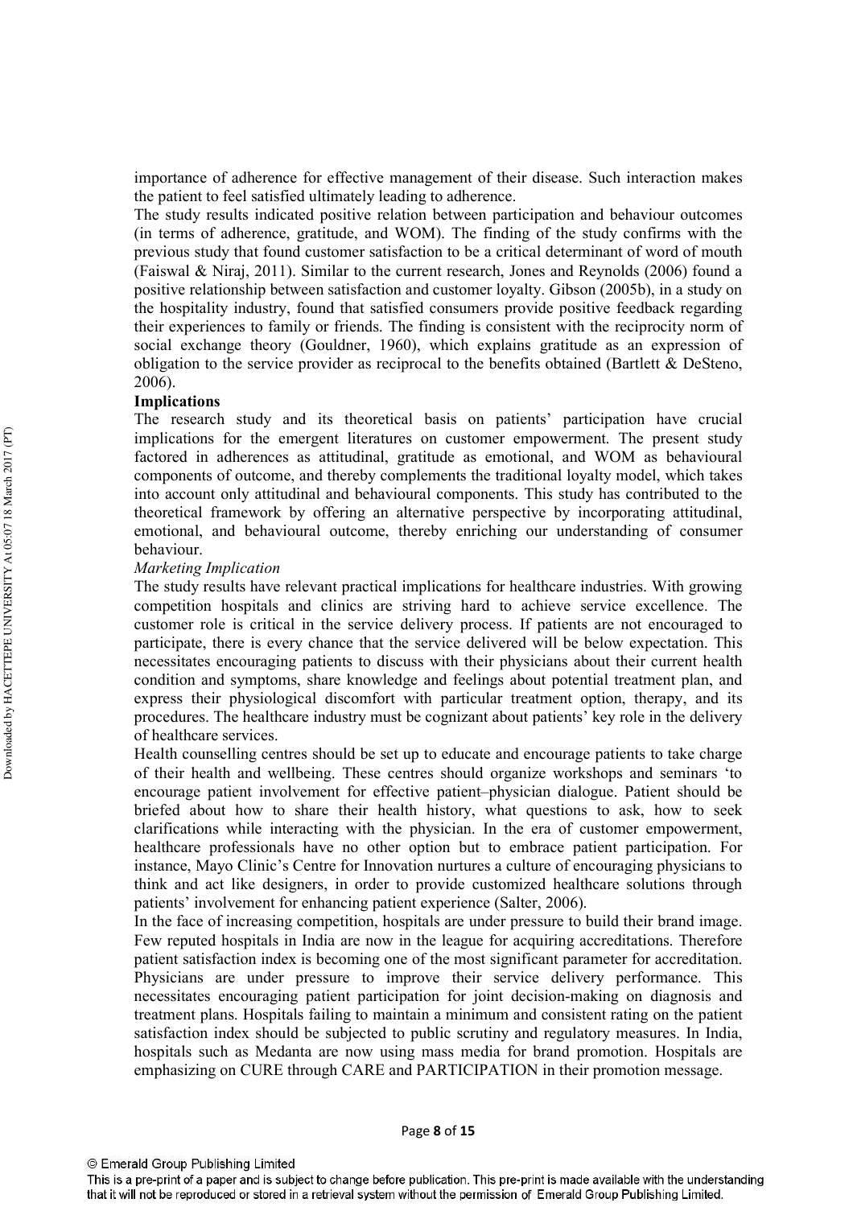importance of adherence for effective management of their disease. Such interaction makes the patient to feel satisfied ultimately leading to adherence.

The study results indicated positive relation between participation and behaviour outcomes (in terms of adherence, gratitude, and WOM). The finding of the study confirms with the previous study that found customer satisfaction to be a critical determinant of word of mouth (Faiswal & Niraj, 2011). Similar to the current research, Jones and Reynolds (2006) found a positive relationship between satisfaction and customer loyalty. Gibson (2005b), in a study on the hospitality industry, found that satisfied consumers provide positive feedback regarding their experiences to family or friends. The finding is consistent with the reciprocity norm of social exchange theory (Gouldner, 1960), which explains gratitude as an expression of obligation to the service provider as reciprocal to the benefits obtained (Bartlett & DeSteno, 2006).

**Implications**

The research study and its theoretical basis on patients' participation have crucial implications for the emergent literatures on customer empowerment. The present study factored in adherences as attitudinal, gratitude as emotional, and WOM as behavioural components of outcome, and thereby complements the traditional loyalty model, which takes into account only attitudinal and behavioural components. This study has contributed to the theoretical framework by offering an alternative perspective by incorporating attitudinal, emotional, and behavioural outcome, thereby enriching our understanding of consumer behaviour.

*Marketing Implication*

The study results have relevant practical implications for healthcare industries. With growing competition hospitals and clinics are striving hard to achieve service excellence. The customer role is critical in the service delivery process. If patients are not encouraged to participate, there is every chance that the service delivered will be below expectation. This necessitates encouraging patients to discuss with their physicians about their current health condition and symptoms, share knowledge and feelings about potential treatment plan, and express their physiological discomfort with particular treatment option, therapy, and its procedures. The healthcare industry must be cognizant about patients' key role in the delivery of healthcare services.

Health counselling centres should be set up to educate and encourage patients to take charge of their health and wellbeing. These centres should organize workshops and seminars 'to encourage patient involvement for effective patient–physician dialogue. Patient should be briefed about how to share their health history, what questions to ask, how to seek clarifications while interacting with the physician. In the era of customer empowerment, healthcare professionals have no other option but to embrace patient participation. For instance, Mayo Clinic's Centre for Innovation nurtures a culture of encouraging physicians to think and act like designers, in order to provide customized healthcare solutions through patients' involvement for enhancing patient experience (Salter, 2006).

In the face of increasing competition, hospitals are under pressure to build their brand image. Few reputed hospitals in India are now in the league for acquiring accreditations. Therefore patient satisfaction index is becoming one of the most significant parameter for accreditation. Physicians are under pressure to improve their service delivery performance. This necessitates encouraging patient participation for joint decision-making on diagnosis and treatment plans. Hospitals failing to maintain a minimum and consistent rating on the patient satisfaction index should be subjected to public scrutiny and regulatory measures. In India, hospitals such as Medanta are now using mass media for brand promotion. Hospitals are emphasizing on CURE through CARE and PARTICIPATION in their promotion message.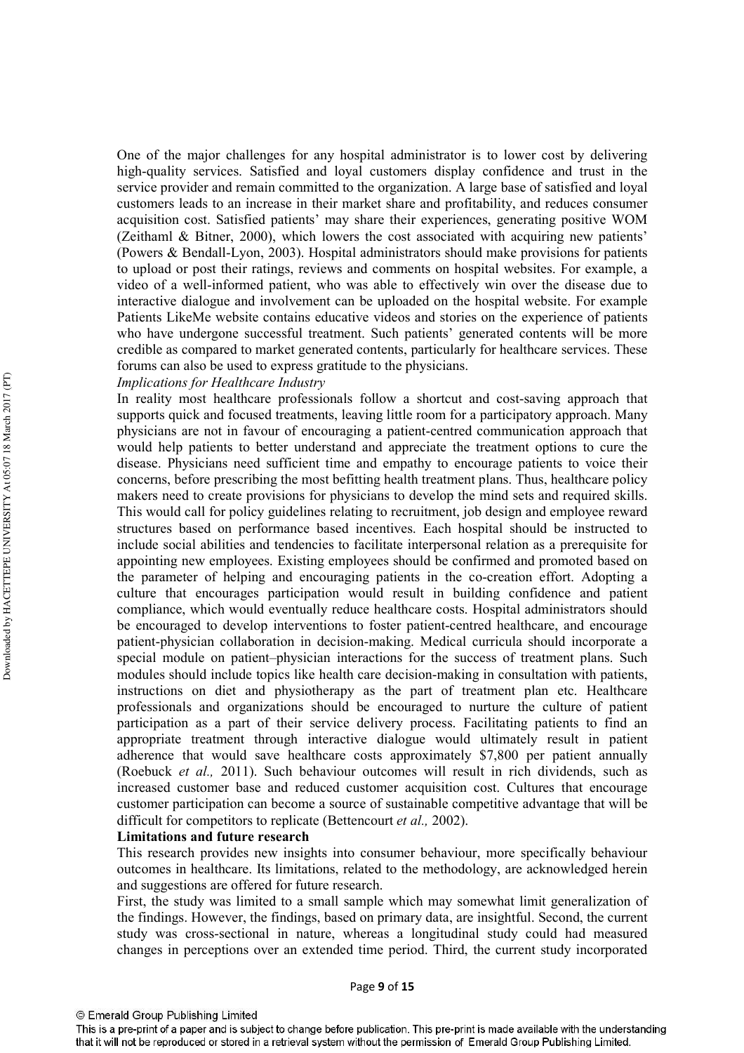One of the major challenges for any hospital administrator is to lower cost by delivering high-quality services. Satisfied and loyal customers display confidence and trust in the service provider and remain committed to the organization. A large base of satisfied and loyal customers leads to an increase in their market share and profitability, and reduces consumer acquisition cost. Satisfied patients' may share their experiences, generating positive WOM (Zeithaml & Bitner, 2000), which lowers the cost associated with acquiring new patients' (Powers & Bendall-Lyon, 2003). Hospital administrators should make provisions for patients to upload or post their ratings, reviews and comments on hospital websites. For example, a video of a well-informed patient, who was able to effectively win over the disease due to interactive dialogue and involvement can be uploaded on the hospital website. For example Patients LikeMe website contains educative videos and stories on the experience of patients who have undergone successful treatment. Such patients' generated contents will be more credible as compared to market generated contents, particularly for healthcare services. These forums can also be used to express gratitude to the physicians.

*Implications for Healthcare Industry*

In reality most healthcare professionals follow a shortcut and cost-saving approach that supports quick and focused treatments, leaving little room for a participatory approach. Many physicians are not in favour of encouraging a patient-centred communication approach that would help patients to better understand and appreciate the treatment options to cure the disease. Physicians need sufficient time and empathy to encourage patients to voice their concerns, before prescribing the most befitting health treatment plans. Thus, healthcare policy makers need to create provisions for physicians to develop the mind sets and required skills. This would call for policy guidelines relating to recruitment, job design and employee reward structures based on performance based incentives. Each hospital should be instructed to include social abilities and tendencies to facilitate interpersonal relation as a prerequisite for appointing new employees. Existing employees should be confirmed and promoted based on the parameter of helping and encouraging patients in the co-creation effort. Adopting a culture that encourages participation would result in building confidence and patient compliance, which would eventually reduce healthcare costs. Hospital administrators should be encouraged to develop interventions to foster patient-centred healthcare, and encourage patient-physician collaboration in decision-making. Medical curricula should incorporate a special module on patient–physician interactions for the success of treatment plans. Such modules should include topics like health care decision-making in consultation with patients, instructions on diet and physiotherapy as the part of treatment plan etc. Healthcare professionals and organizations should be encouraged to nurture the culture of patient participation as a part of their service delivery process. Facilitating patients to find an appropriate treatment through interactive dialogue would ultimately result in patient adherence that would save healthcare costs approximately $7,800 per patient annually (Roebuck *et al.,* 2011). Such behaviour outcomes will result in rich dividends, such as increased customer base and reduced customer acquisition cost. Cultures that encourage customer participation can become a source of sustainable competitive advantage that will be difficult for competitors to replicate (Bettencourt *et al.,* 2002).

**Limitations and future research**

This research provides new insights into consumer behaviour, more specifically behaviour outcomes in healthcare. Its limitations, related to the methodology, are acknowledged herein and suggestions are offered for future research.

First, the study was limited to a small sample which may somewhat limit generalization of the findings. However, the findings, based on primary data, are insightful. Second, the current study was cross-sectional in nature, whereas a longitudinal study could had measured changes in perceptions over an extended time period. Third, the current study incorporated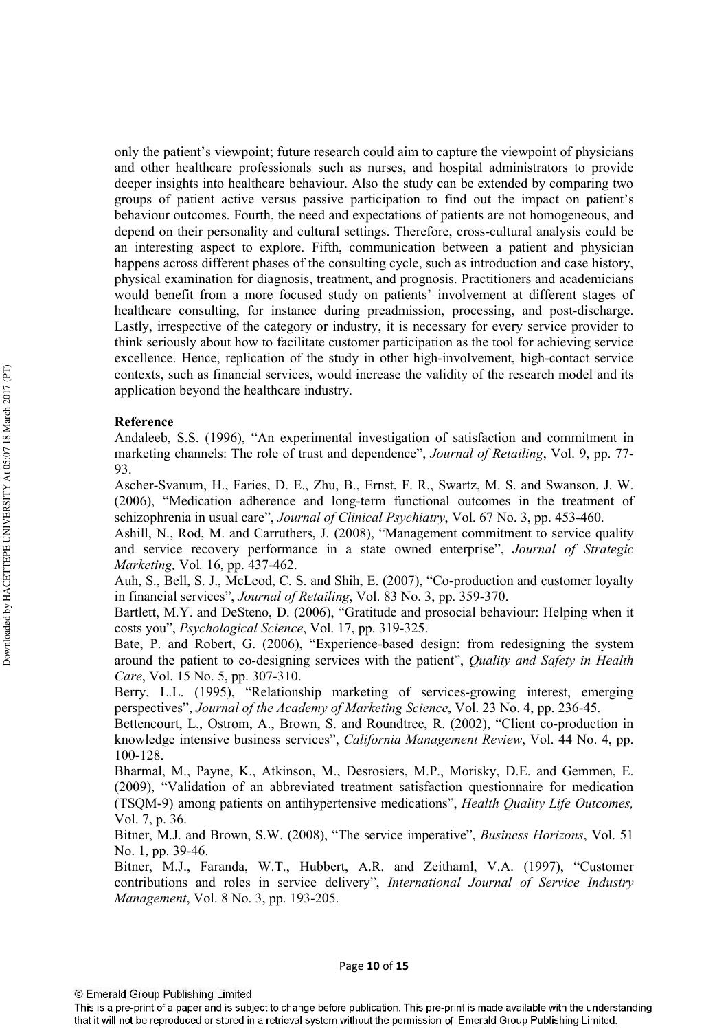only the patient's viewpoint; future research could aim to capture the viewpoint of physicians and other healthcare professionals such as nurses, and hospital administrators to provide deeper insights into healthcare behaviour. Also the study can be extended by comparing two groups of patient active versus passive participation to find out the impact on patient's behaviour outcomes. Fourth, the need and expectations of patients are not homogeneous, and depend on their personality and cultural settings. Therefore, cross-cultural analysis could be an interesting aspect to explore. Fifth, communication between a patient and physician happens across different phases of the consulting cycle, such as introduction and case history, physical examination for diagnosis, treatment, and prognosis. Practitioners and academicians would benefit from a more focused study on patients' involvement at different stages of healthcare consulting, for instance during preadmission, processing, and post-discharge. Lastly, irrespective of the category or industry, it is necessary for every service provider to think seriously about how to facilitate customer participation as the tool for achieving service excellence. Hence, replication of the study in other high-involvement, high-contact service contexts, such as financial services, would increase the validity of the research model and its application beyond the healthcare industry.

**Reference**

Andaleeb, S.S. (1996), "An experimental investigation of satisfaction and commitment in marketing channels: The role of trust and dependence", *Journal of Retailing*, Vol. 9, pp. 77-93.

Ascher-Svanum, H., Faries, D. E., Zhu, B., Ernst, F. R., Swartz, M. S. and Swanson, J. W. (2006), "Medication adherence and long-term functional outcomes in the treatment of schizophrenia in usual care", *Journal of Clinical Psychiatry*, Vol. 67 No. 3, pp. 453-460.

Ashill, N., Rod, M. and Carruthers, J. (2008), "Management commitment to service quality and service recovery performance in a state owned enterprise", *Journal of Strategic Marketing,* Vol. 16, pp. 437-462.

Auh, S., Bell, S. J., McLeod, C. S. and Shih, E. (2007), "Co-production and customer loyalty in financial services", *Journal of Retailing*, Vol. 83 No. 3, pp. 359-370.

Bartlett, M.Y. and DeSteno, D. (2006), "Gratitude and prosocial behaviour: Helping when it costs you", *Psychological Science*, Vol. 17, pp. 319-325.

Bate, P. and Robert, G. (2006), "Experience-based design: from redesigning the system around the patient to co-designing services with the patient", *Quality and Safety in Health Care*, Vol. 15 No. 5, pp. 307-310.

Berry, L.L. (1995), "Relationship marketing of services-growing interest, emerging perspectives", *Journal of the Academy of Marketing Science*, Vol. 23 No. 4, pp. 236-45.

Bettencourt, L., Ostrom, A., Brown, S. and Roundtree, R. (2002), "Client co-production in knowledge intensive business services", *California Management Review*, Vol. 44 No. 4, pp. 100-128.

Bharmal, M., Payne, K., Atkinson, M., Desrosiers, M.P., Morisky, D.E. and Gemmen, E. (2009), "Validation of an abbreviated treatment satisfaction questionnaire for medication (TSQM-9) among patients on antihypertensive medications", *Health Quality Life Outcomes,* Vol. 7, p. 36.

Bitner, M.J. and Brown, S.W. (2008), "The service imperative", *Business Horizons*, Vol. 51 No. 1, pp. 39-46.

Bitner, M.J., Faranda, W.T., Hubbert, A.R. and Zeithaml, V.A. (1997), "Customer contributions and roles in service delivery", *International Journal of Service Industry Management*, Vol. 8 No. 3, pp. 193-205.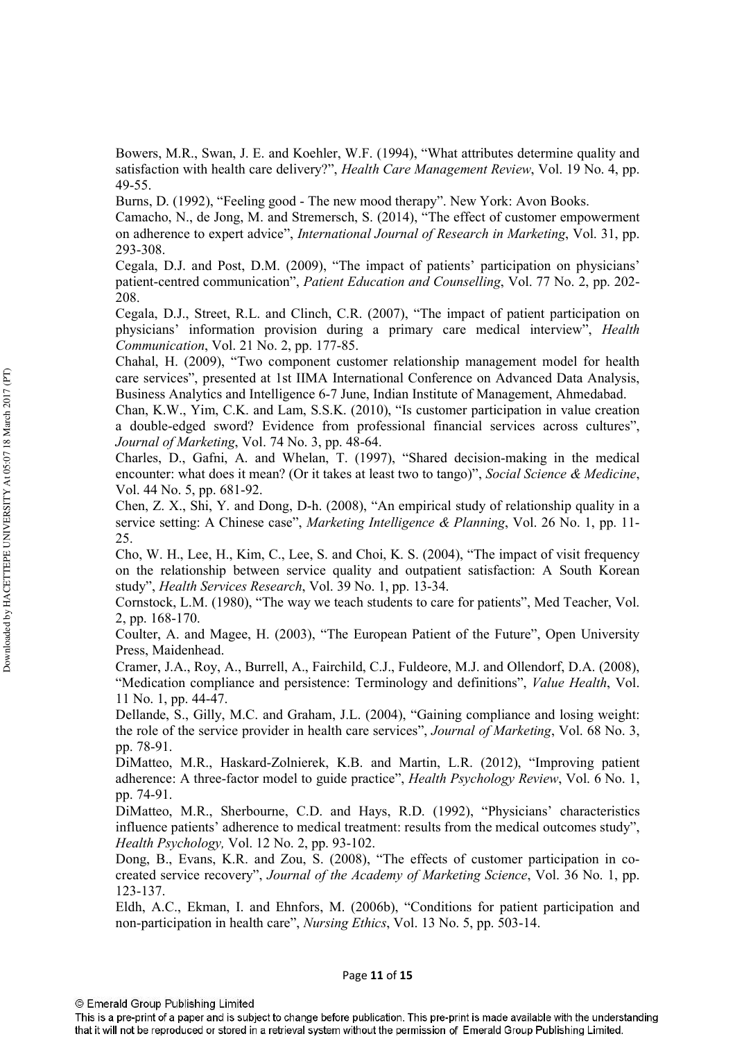Bowers, M.R., Swan, J. E. and Koehler, W.F. (1994), "What attributes determine quality and satisfaction with health care delivery?", *Health Care Management Review*, Vol. 19 No. 4, pp. 49-55.

Burns, D. (1992), "Feeling good - The new mood therapy". New York: Avon Books.

Camacho, N., de Jong, M. and Stremersch, S. (2014), "The effect of customer empowerment on adherence to expert advice", *International Journal of Research in Marketing*, Vol. 31, pp. 293-308.

Cegala, D.J. and Post, D.M. (2009), "The impact of patients' participation on physicians' patient-centred communication", *Patient Education and Counselling*, Vol. 77 No. 2, pp. 202-208.

Cegala, D.J., Street, R.L. and Clinch, C.R. (2007), "The impact of patient participation on physicians' information provision during a primary care medical interview", *Health Communication*, Vol. 21 No. 2, pp. 177-85.

Chahal, H. (2009), "Two component customer relationship management model for health care services", presented at 1st IIMA International Conference on Advanced Data Analysis, Business Analytics and Intelligence 6-7 June, Indian Institute of Management, Ahmedabad.

Chan, K.W., Yim, C.K. and Lam, S.S.K. (2010), "Is customer participation in value creation a double-edged sword? Evidence from professional financial services across cultures", *Journal of Marketing*, Vol. 74 No. 3, pp. 48-64.

Charles, D., Gafni, A. and Whelan, T. (1997), "Shared decision-making in the medical encounter: what does it mean? (Or it takes at least two to tango)", *Social Science & Medicine*, Vol. 44 No. 5, pp. 681-92.

Chen, Z. X., Shi, Y. and Dong, D-h. (2008), "An empirical study of relationship quality in a service setting: A Chinese case", *Marketing Intelligence & Planning*, Vol. 26 No. 1, pp. 11-25.

Cho, W. H., Lee, H., Kim, C., Lee, S. and Choi, K. S. (2004), "The impact of visit frequency on the relationship between service quality and outpatient satisfaction: A South Korean study", *Health Services Research*, Vol. 39 No. 1, pp. 13-34.

Cornstock, L.M. (1980), "The way we teach students to care for patients", Med Teacher, Vol. 2, pp. 168-170.

Coulter, A. and Magee, H. (2003), "The European Patient of the Future", Open University Press, Maidenhead.

Cramer, J.A., Roy, A., Burrell, A., Fairchild, C.J., Fuldeore, M.J. and Ollendorf, D.A. (2008), "Medication compliance and persistence: Terminology and definitions", *Value Health*, Vol. 11 No. 1, pp. 44-47.

Dellande, S., Gilly, M.C. and Graham, J.L. (2004), "Gaining compliance and losing weight: the role of the service provider in health care services", *Journal of Marketing*, Vol. 68 No. 3, pp. 78-91.

DiMatteo, M.R., Haskard-Zolnierek, K.B. and Martin, L.R. (2012), "Improving patient adherence: A three-factor model to guide practice", *Health Psychology Review*, Vol. 6 No. 1, pp. 74-91.

DiMatteo, M.R., Sherbourne, C.D. and Hays, R.D. (1992), "Physicians' characteristics influence patients' adherence to medical treatment: results from the medical outcomes study", *Health Psychology,* Vol. 12 No. 2, pp. 93-102.

Dong, B., Evans, K.R. and Zou, S. (2008), "The effects of customer participation in co-created service recovery", *Journal of the Academy of Marketing Science*, Vol. 36 No. 1, pp. 123-137.

Eldh, A.C., Ekman, I. and Ehnfors, M. (2006b), "Conditions for patient participation and non-participation in health care", *Nursing Ethics*, Vol. 13 No. 5, pp. 503-14.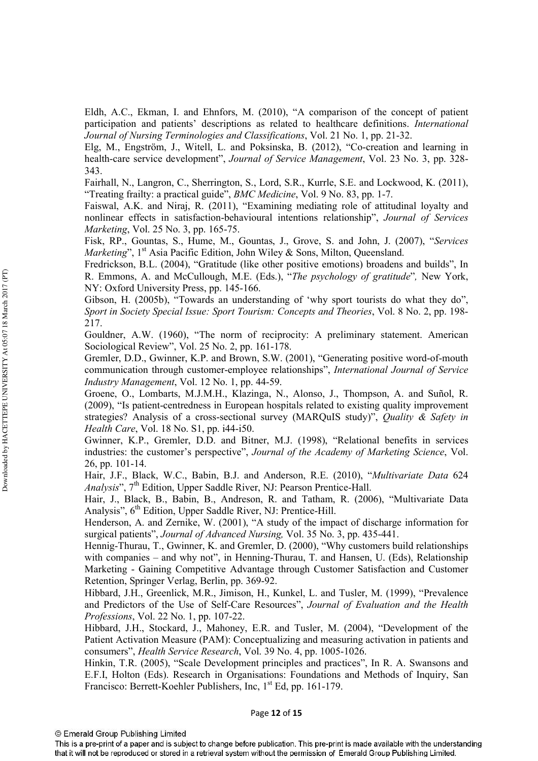Eldh, A.C., Ekman, I. and Ehnfors, M. (2010), "A comparison of the concept of patient participation and patients' descriptions as related to healthcare definitions. *International Journal of Nursing Terminologies and Classifications*, Vol. 21 No. 1, pp. 21-32.

Elg, M., Engström, J., Witell, L. and Poksinska, B. (2012), "Co-creation and learning in health-care service development", *Journal of Service Management*, Vol. 23 No. 3, pp. 328-343.

Fairhall, N., Langron, C., Sherrington, S., Lord, S.R., Kurrle, S.E. and Lockwood, K. (2011), "Treating frailty: a practical guide", *BMC Medicine*, Vol. 9 No. 83, pp. 1-7.

Faiswal, A.K. and Niraj, R. (2011), "Examining mediating role of attitudinal loyalty and nonlinear effects in satisfaction-behavioural intentions relationship", *Journal of Services Marketing*, Vol. 25 No. 3, pp. 165-75.

Fisk, RP., Gountas, S., Hume, M., Gountas, J., Grove, S. and John, J. (2007), "*Services Marketing*", 1st Asia Pacific Edition, John Wiley & Sons, Milton, Queensland.

Fredrickson, B.L. (2004), "Gratitude (like other positive emotions) broadens and builds", In R. Emmons, A. and McCullough, M.E. (Eds.), "*The psychology of gratitude*", New York, NY: Oxford University Press, pp. 145-166.

Gibson, H. (2005b), "Towards an understanding of 'why sport tourists do what they do", *Sport in Society Special Issue: Sport Tourism: Concepts and Theories*, Vol. 8 No. 2, pp. 198-217.

Gouldner, A.W. (1960), "The norm of reciprocity: A preliminary statement. American Sociological Review", Vol. 25 No. 2, pp. 161-178.

Gremler, D.D., Gwinner, K.P. and Brown, S.W. (2001), "Generating positive word-of-mouth communication through customer-employee relationships", *International Journal of Service Industry Management*, Vol. 12 No. 1, pp. 44-59.

Groene, O., Lombarts, M.J.M.H., Klazinga, N., Alonso, J., Thompson, A. and Suñol, R. (2009), "Is patient-centredness in European hospitals related to existing quality improvement strategies? Analysis of a cross-sectional survey (MARQuIS study)", *Quality & Safety in Health Care*, Vol. 18 No. S1, pp. i44-i50.

Gwinner, K.P., Gremler, D.D. and Bitner, M.J. (1998), "Relational benefits in services industries: the customer's perspective", *Journal of the Academy of Marketing Science*, Vol. 26, pp. 101-14.

Hair, J.F., Black, W.C., Babin, B.J. and Anderson, R.E. (2010), "*Multivariate Data* 624 *Analysis*", 7th Edition, Upper Saddle River, NJ: Pearson Prentice-Hall.

Hair, J., Black, B., Babin, B., Andreson, R. and Tatham, R. (2006), "Multivariate Data Analysis", 6th Edition, Upper Saddle River, NJ: Prentice-Hill.

Henderson, A. and Zernike, W. (2001), "A study of the impact of discharge information for surgical patients", *Journal of Advanced Nursing,* Vol. 35 No. 3, pp. 435-441.

Hennig-Thurau, T., Gwinner, K. and Gremler, D. (2000), "Why customers build relationships with companies – and why not", in Henning-Thurau, T. and Hansen, U. (Eds), Relationship Marketing - Gaining Competitive Advantage through Customer Satisfaction and Customer Retention, Springer Verlag, Berlin, pp. 369-92.

Hibbard, J.H., Greenlick, M.R., Jimison, H., Kunkel, L. and Tusler, M. (1999), "Prevalence and Predictors of the Use of Self-Care Resources", *Journal of Evaluation and the Health Professions*, Vol. 22 No. 1, pp. 107-22.

Hibbard, J.H., Stockard, J., Mahoney, E.R. and Tusler, M. (2004), "Development of the Patient Activation Measure (PAM): Conceptualizing and measuring activation in patients and consumers", *Health Service Research*, Vol. 39 No. 4, pp. 1005-1026.

Hinkin, T.R. (2005), "Scale Development principles and practices", In R. A. Swansons and E.F.I, Holton (Eds). Research in Organisations: Foundations and Methods of Inquiry, San Francisco: Berrett-Koehler Publishers, Inc, 1st Ed, pp. 161-179.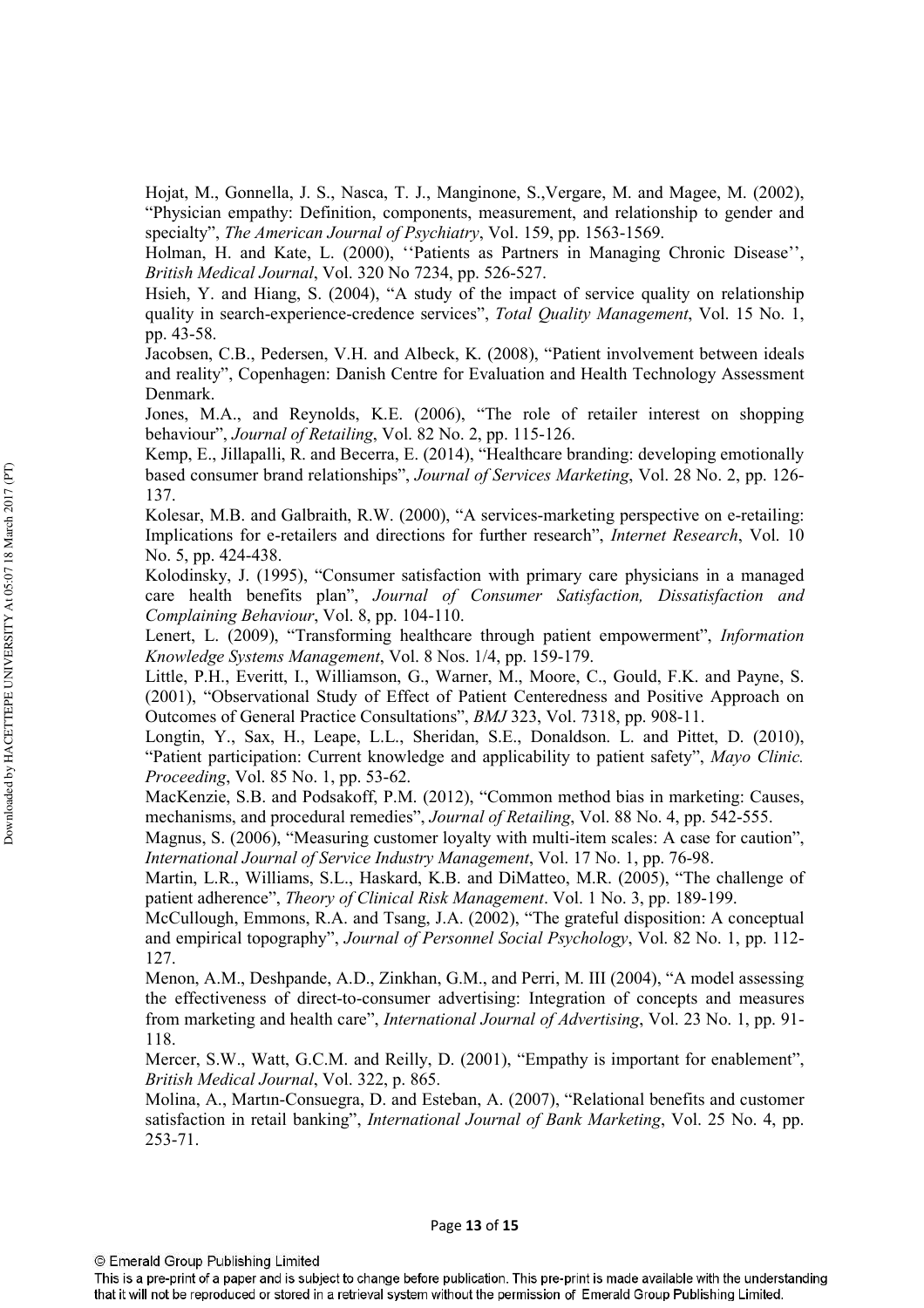Hojat, M., Gonnella, J. S., Nasca, T. J., Manginone, S.,Vergare, M. and Magee, M. (2002), "Physician empathy: Definition, components, measurement, and relationship to gender and specialty", *The American Journal of Psychiatry*, Vol. 159, pp. 1563-1569.

Holman, H. and Kate, L. (2000), ''Patients as Partners in Managing Chronic Disease'', *British Medical Journal*, Vol. 320 No 7234, pp. 526-527.

Hsieh, Y. and Hiang, S. (2004), "A study of the impact of service quality on relationship quality in search-experience-credence services", *Total Quality Management*, Vol. 15 No. 1, pp. 43-58.

Jacobsen, C.B., Pedersen, V.H. and Albeck, K. (2008), "Patient involvement between ideals and reality", Copenhagen: Danish Centre for Evaluation and Health Technology Assessment Denmark.

Jones, M.A., and Reynolds, K.E. (2006), "The role of retailer interest on shopping behaviour", *Journal of Retailing*, Vol. 82 No. 2, pp. 115-126.

Kemp, E., Jillapalli, R. and Becerra, E. (2014), "Healthcare branding: developing emotionally based consumer brand relationships", *Journal of Services Marketing*, Vol. 28 No. 2, pp. 126-137.

Kolesar, M.B. and Galbraith, R.W. (2000), "A services-marketing perspective on e-retailing: Implications for e-retailers and directions for further research", *Internet Research*, Vol. 10 No. 5, pp. 424-438.

Kolodinsky, J. (1995), "Consumer satisfaction with primary care physicians in a managed care health benefits plan", *Journal of Consumer Satisfaction, Dissatisfaction and Complaining Behaviour*, Vol. 8, pp. 104-110.

Lenert, L. (2009), "Transforming healthcare through patient empowerment", *Information Knowledge Systems Management*, Vol. 8 Nos. 1/4, pp. 159-179.

Little, P.H., Everitt, I., Williamson, G., Warner, M., Moore, C., Gould, F.K. and Payne, S. (2001), "Observational Study of Effect of Patient Centeredness and Positive Approach on Outcomes of General Practice Consultations", *BMJ* 323, Vol. 7318, pp. 908-11.

Longtin, Y., Sax, H., Leape, L.L., Sheridan, S.E., Donaldson. L. and Pittet, D. (2010), "Patient participation: Current knowledge and applicability to patient safety", *Mayo Clinic. Proceeding*, Vol. 85 No. 1, pp. 53-62.

MacKenzie, S.B. and Podsakoff, P.M. (2012), "Common method bias in marketing: Causes, mechanisms, and procedural remedies", *Journal of Retailing*, Vol. 88 No. 4, pp. 542-555.

Magnus, S. (2006), "Measuring customer loyalty with multi-item scales: A case for caution", *International Journal of Service Industry Management*, Vol. 17 No. 1, pp. 76-98.

Martin, L.R., Williams, S.L., Haskard, K.B. and DiMatteo, M.R. (2005), "The challenge of patient adherence", *Theory of Clinical Risk Management*. Vol. 1 No. 3, pp. 189-199.

McCullough, Emmons, R.A. and Tsang, J.A. (2002), "The grateful disposition: A conceptual and empirical topography", *Journal of Personnel Social Psychology*, Vol. 82 No. 1, pp. 112-127.

Menon, A.M., Deshpande, A.D., Zinkhan, G.M., and Perri, M. III (2004), "A model assessing the effectiveness of direct-to-consumer advertising: Integration of concepts and measures from marketing and health care", *International Journal of Advertising*, Vol. 23 No. 1, pp. 91-118.

Mercer, S.W., Watt, G.C.M. and Reilly, D. (2001), "Empathy is important for enablement", *British Medical Journal*, Vol. 322, p. 865.

Molina, A., Martın-Consuegra, D. and Esteban, A. (2007), "Relational benefits and customer satisfaction in retail banking", *International Journal of Bank Marketing*, Vol. 25 No. 4, pp. 253-71.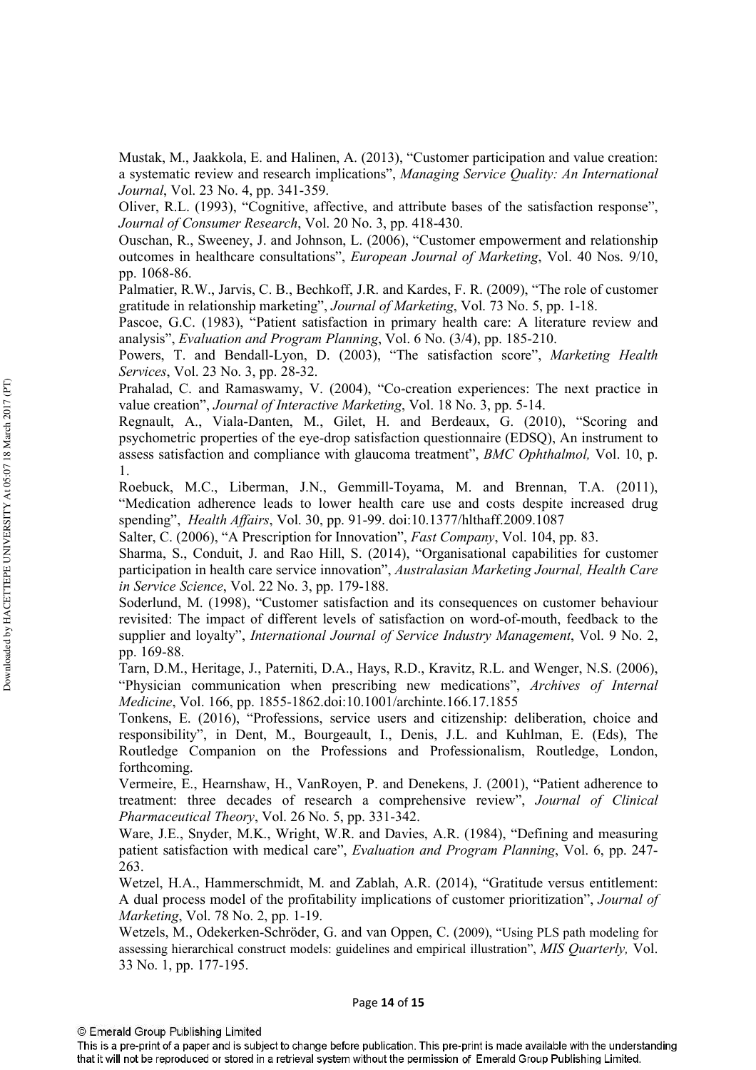Mustak, M., Jaakkola, E. and Halinen, A. (2013), "Customer participation and value creation: a systematic review and research implications", *Managing Service Quality: An International Journal*, Vol. 23 No. 4, pp. 341-359.

Oliver, R.L. (1993), "Cognitive, affective, and attribute bases of the satisfaction response", *Journal of Consumer Research*, Vol. 20 No. 3, pp. 418-430.

Ouschan, R., Sweeney, J. and Johnson, L. (2006), "Customer empowerment and relationship outcomes in healthcare consultations", *European Journal of Marketing*, Vol. 40 Nos. 9/10, pp. 1068-86.

Palmatier, R.W., Jarvis, C. B., Bechkoff, J.R. and Kardes, F. R. (2009), "The role of customer gratitude in relationship marketing", *Journal of Marketing*, Vol. 73 No. 5, pp. 1-18.

Pascoe, G.C. (1983), "Patient satisfaction in primary health care: A literature review and analysis", *Evaluation and Program Planning*, Vol. 6 No. (3/4), pp. 185-210.

Powers, T. and Bendall-Lyon, D. (2003), "The satisfaction score", *Marketing Health Services*, Vol. 23 No. 3, pp. 28-32.

Prahalad, C. and Ramaswamy, V. (2004), "Co-creation experiences: The next practice in value creation", *Journal of Interactive Marketing*, Vol. 18 No. 3, pp. 5-14.

Regnault, A., Viala-Danten, M., Gilet, H. and Berdeaux, G. (2010), "Scoring and psychometric properties of the eye-drop satisfaction questionnaire (EDSQ), An instrument to assess satisfaction and compliance with glaucoma treatment", *BMC Ophthalmol,* Vol. 10, p. 1.

Roebuck, M.C., Liberman, J.N., Gemmill-Toyama, M. and Brennan, T.A. (2011), "Medication adherence leads to lower health care use and costs despite increased drug spending", *Health Affairs*, Vol. 30, pp. 91-99. doi:10.1377/hlthaff.2009.1087

Salter, C. (2006), "A Prescription for Innovation", *Fast Company*, Vol. 104, pp. 83.

Sharma, S., Conduit, J. and Rao Hill, S. (2014), "Organisational capabilities for customer participation in health care service innovation", *Australasian Marketing Journal, Health Care in Service Science*, Vol. 22 No. 3, pp. 179-188.

Soderlund, M. (1998), "Customer satisfaction and its consequences on customer behaviour revisited: The impact of different levels of satisfaction on word-of-mouth, feedback to the supplier and loyalty", *International Journal of Service Industry Management*, Vol. 9 No. 2, pp. 169-88.

Tarn, D.M., Heritage, J., Paterniti, D.A., Hays, R.D., Kravitz, R.L. and Wenger, N.S. (2006), "Physician communication when prescribing new medications", *Archives of Internal Medicine*, Vol. 166, pp. 1855-1862.doi:10.1001/archinte.166.17.1855

Tonkens, E. (2016), "Professions, service users and citizenship: deliberation, choice and responsibility", in Dent, M., Bourgeault, I., Denis, J.L. and Kuhlman, E. (Eds), The Routledge Companion on the Professions and Professionalism, Routledge, London, forthcoming.

Vermeire, E., Hearnshaw, H., VanRoyen, P. and Denekens, J. (2001), "Patient adherence to treatment: three decades of research a comprehensive review", *Journal of Clinical Pharmaceutical Theory*, Vol. 26 No. 5, pp. 331-342.

Ware, J.E., Snyder, M.K., Wright, W.R. and Davies, A.R. (1984), "Defining and measuring patient satisfaction with medical care", *Evaluation and Program Planning*, Vol. 6, pp. 247-263.

Wetzel, H.A., Hammerschmidt, M. and Zablah, A.R. (2014), "Gratitude versus entitlement: A dual process model of the profitability implications of customer prioritization", *Journal of Marketing*, Vol. 78 No. 2, pp. 1-19.

Wetzels, M., Odekerken-Schröder, G. and van Oppen, C. (2009), "Using PLS path modeling for assessing hierarchical construct models: guidelines and empirical illustration", *MIS Quarterly,* Vol. 33 No. 1, pp. 177-195.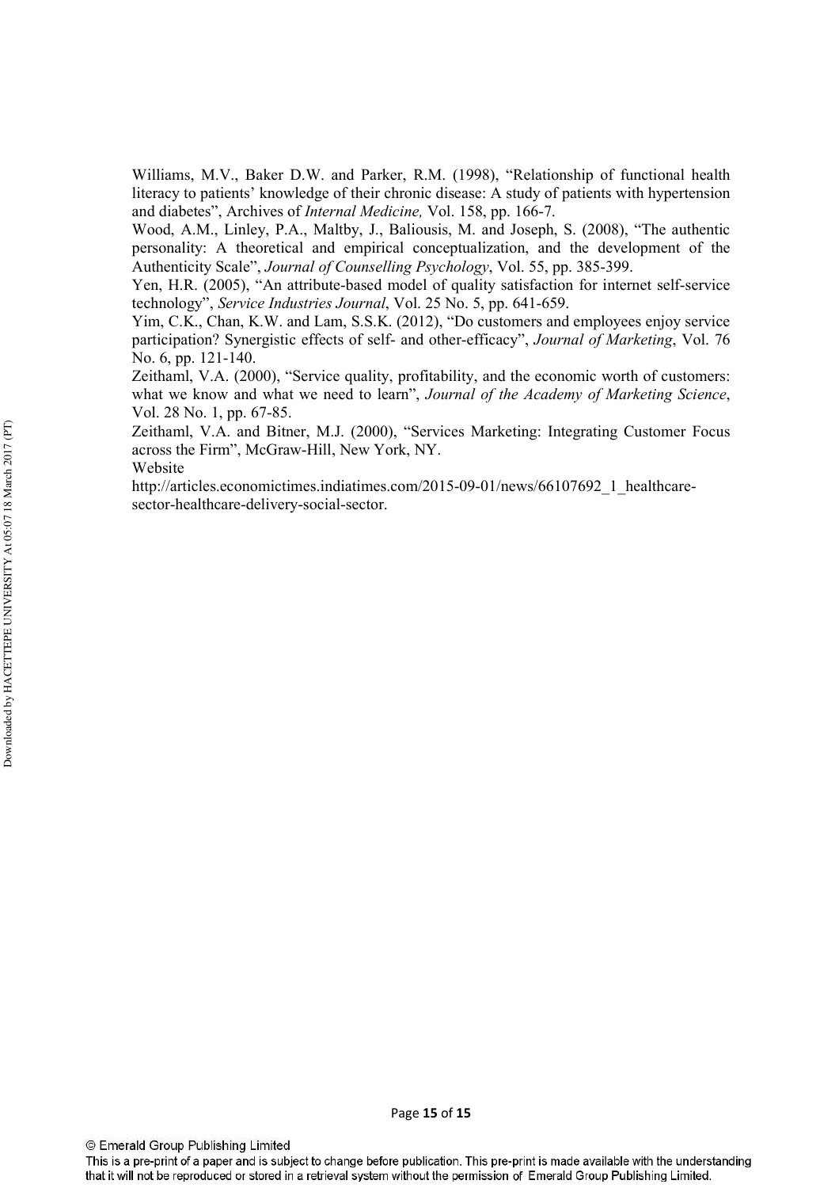Williams, M.V., Baker D.W. and Parker, R.M. (1998), "Relationship of functional health literacy to patients' knowledge of their chronic disease: A study of patients with hypertension and diabetes", Archives of *Internal Medicine,* Vol. 158, pp. 166-7.

Wood, A.M., Linley, P.A., Maltby, J., Baliousis, M. and Joseph, S. (2008), "The authentic personality: A theoretical and empirical conceptualization, and the development of the Authenticity Scale", *Journal of Counselling Psychology*, Vol. 55, pp. 385-399.

Yen, H.R. (2005), "An attribute-based model of quality satisfaction for internet self-service technology", *Service Industries Journal*, Vol. 25 No. 5, pp. 641-659.

Yim, C.K., Chan, K.W. and Lam, S.S.K. (2012), "Do customers and employees enjoy service participation? Synergistic effects of self- and other-efficacy", *Journal of Marketing*, Vol. 76 No. 6, pp. 121-140.

Zeithaml, V.A. (2000), "Service quality, profitability, and the economic worth of customers: what we know and what we need to learn", *Journal of the Academy of Marketing Science*, Vol. 28 No. 1, pp. 67-85.

Zeithaml, V.A. and Bitner, M.J. (2000), "Services Marketing: Integrating Customer Focus across the Firm", McGraw-Hill, New York, NY.

Website

http://articles.economictimes.indiatimes.com/2015-09-01/news/66107692_1_healthcare-sector-healthcare-delivery-social-sector.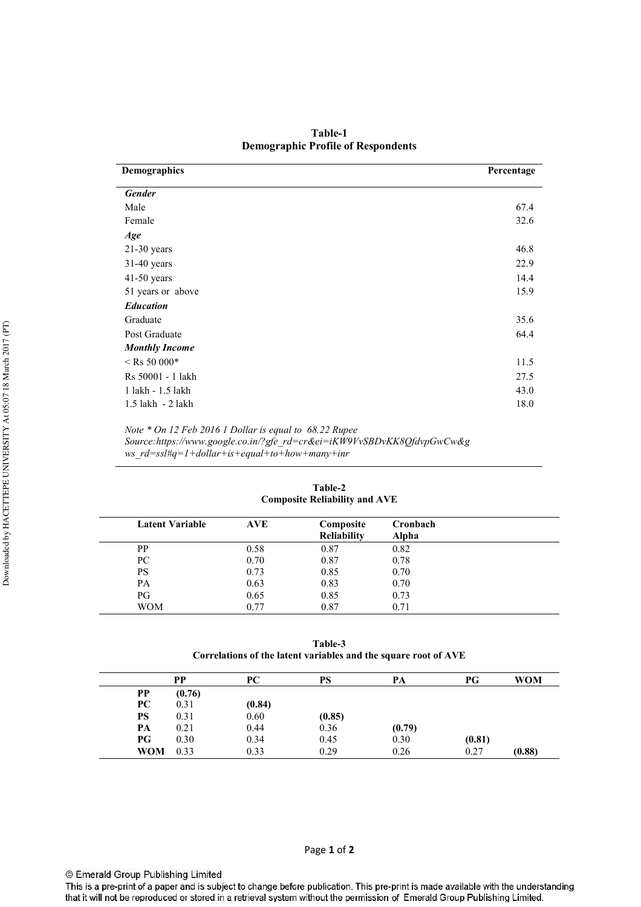**Table-1**
**Demographic Profile of Respondents**

| Demographics | Percentage |
|---|---|
| ***Gender*** | |
| Male | 67.4 |
| Female | 32.6 |
| ***Age*** | |
| 21-30 years | 46.8 |
| 31-40 years | 22.9 |
| 41-50 years | 14.4 |
| 51 years or above | 15.9 |
| ***Education*** | |
| Graduate | 35.6 |
| Post Graduate | 64.4 |
| ***Monthly Income*** | |
| < Rs 50 000* | 11.5 |
| Rs 50001 - 1 lakh | 27.5 |
| 1 lakh - 1.5 lakh | 43.0 |
| 1.5 lakh - 2 lakh | 18.0 |

*Note * On 12 Feb 2016 1 Dollar is equal to 68.22 Rupee*
*Source:https://www.google.co.in/?gfe_rd=cr&ei=iKW9VvSBDvKK8QfdvpGwCw&gws_rd=ssl#q=1+dollar+is+equal+to+how+many+inr*

**Table-2**
**Composite Reliability and AVE**

| Latent Variable | AVE | Composite Reliability | Cronbach Alpha |
|---|---|---|---|
| PP | 0.58 | 0.87 | 0.82 |
| PC | 0.70 | 0.87 | 0.78 |
| PS | 0.73 | 0.85 | 0.70 |
| PA | 0.63 | 0.83 | 0.70 |
| PG | 0.65 | 0.85 | 0.73 |
| WOM | 0.77 | 0.87 | 0.71 |

**Table-3**
**Correlations of the latent variables and the square root of AVE**

| | PP | PC | PS | PA | PG | WOM |
|---|---|---|---|---|---|---|
| **PP** | **(0.76)** | | | | | |
| **PC** | 0.31 | **(0.84)** | | | | |
| **PS** | 0.31 | 0.60 | **(0.85)** | | | |
| **PA** | 0.21 | 0.44 | 0.36 | **(0.79)** | | |
| **PG** | 0.30 | 0.34 | 0.45 | 0.30 | **(0.81)** | |
| **WOM** | 0.33 | 0.33 | 0.29 | 0.26 | 0.27 | **(0.88)** |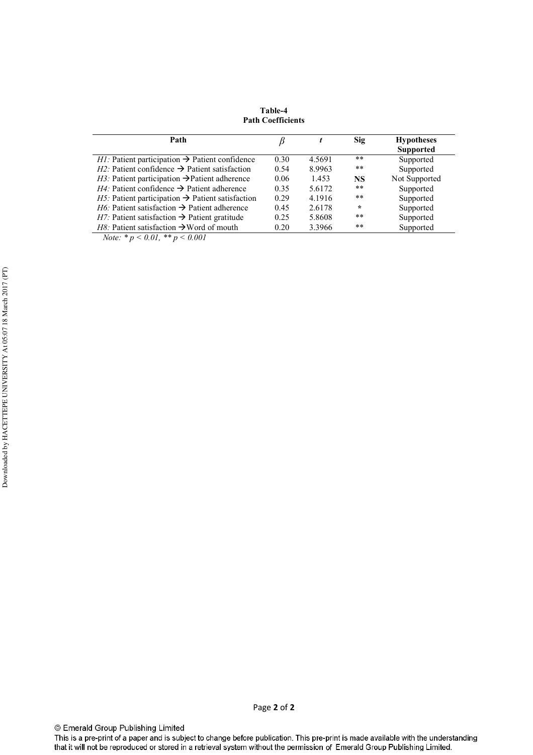**Table-4**
**Path Coefficients**

| Path | $\beta$ | $t$ | Sig | Hypotheses Supported |
|---|---|---|---|---|
| *H1:* Patient participation → Patient confidence | 0.30 | 4.5691 | ** | Supported |
| *H2:* Patient confidence → Patient satisfaction | 0.54 | 8.9963 | ** | Supported |
| *H3:* Patient participation →Patient adherence | 0.06 | 1.453 | **NS** | Not Supported |
| *H4:* Patient confidence → Patient adherence | 0.35 | 5.6172 | ** | Supported |
| *H5:* Patient participation → Patient satisfaction | 0.29 | 4.1916 | ** | Supported |
| *H6:* Patient satisfaction → Patient adherence | 0.45 | 2.6178 | * | Supported |
| *H7:* Patient satisfaction → Patient gratitude | 0.25 | 5.8608 | ** | Supported |
| *H8:* Patient satisfaction →Word of mouth | 0.20 | 3.3966 | ** | Supported |

*Note:* * $p < 0.01$, ** $p < 0.001$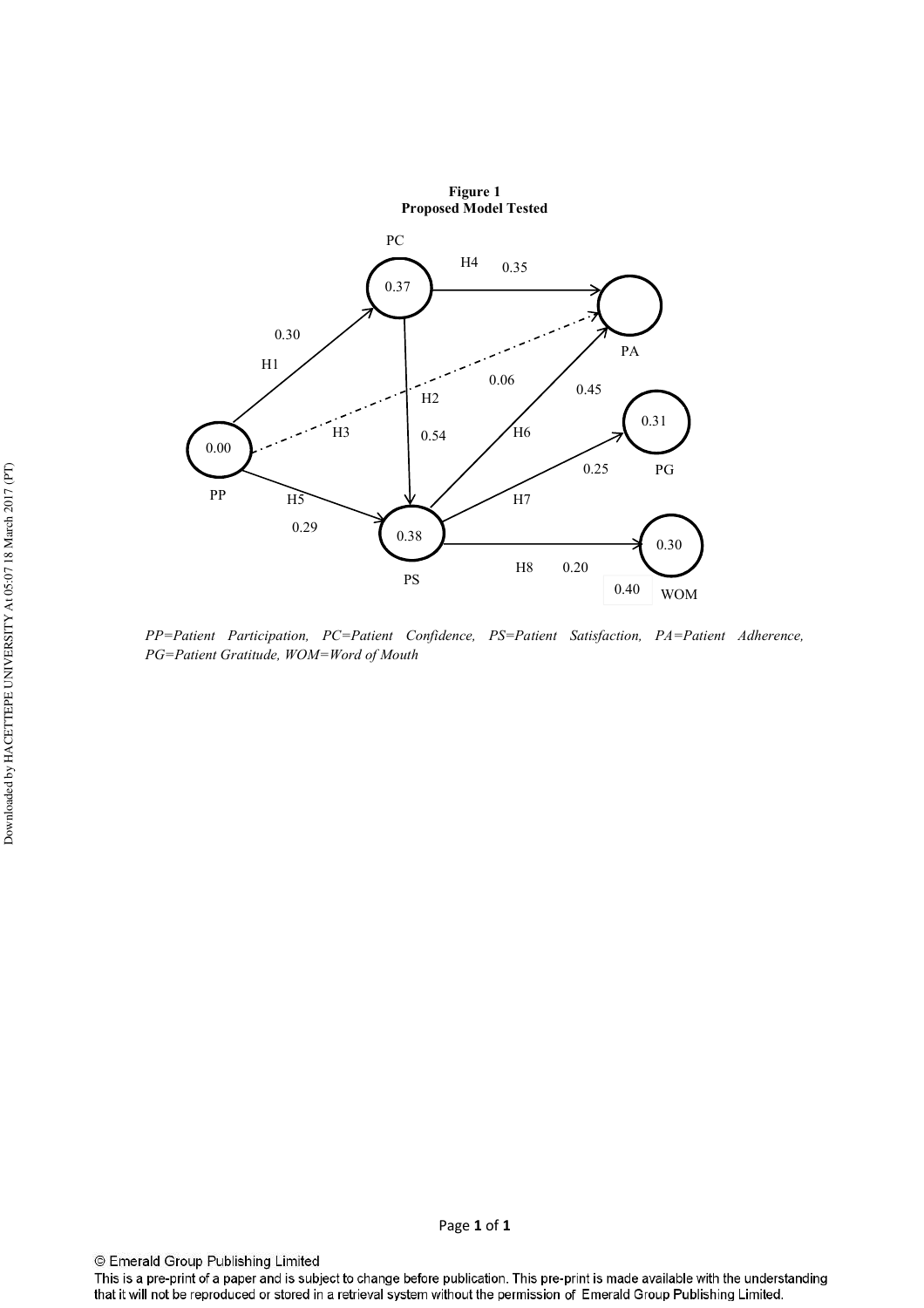**Figure 1**
**Proposed Model Tested**

PC

H4 0.35

0.37

0.30

PA

H1

0.06

0.45

H2

0.31

H3

0.54

H6

0.00

0.25

PG

PP

H5

H7

0.29

0.38

0.30

H8 0.20

PS

0.40

WOM

*PP=Patient Participation, PC=Patient Confidence, PS=Patient Satisfaction, PA=Patient Adherence, PG=Patient Gratitude, WOM=Word of Mouth*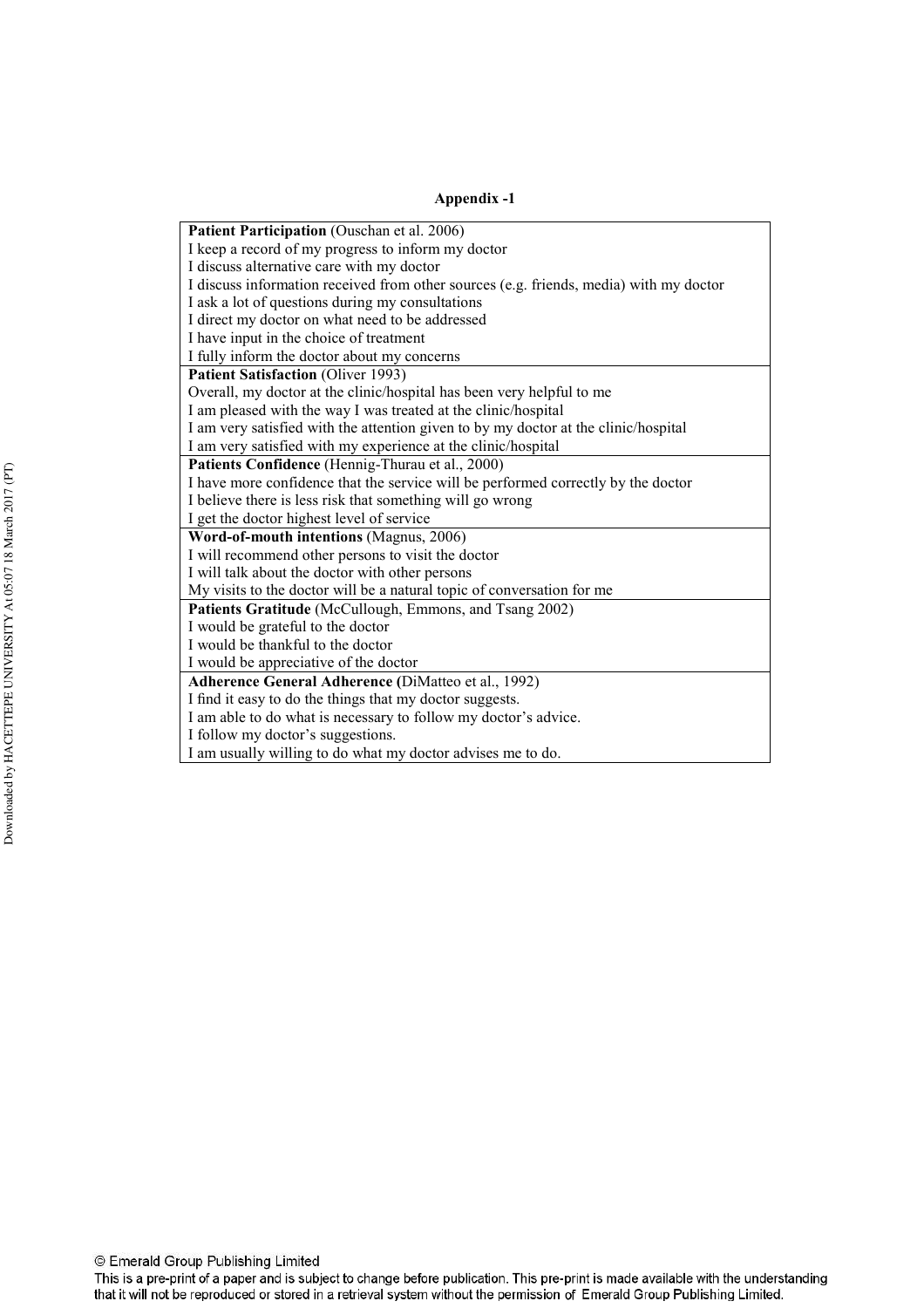## Appendix -1

| |
|---|
| **Patient Participation** (Ouschan et al. 2006) |
| I keep a record of my progress to inform my doctor |
| I discuss alternative care with my doctor |
| I discuss information received from other sources (e.g. friends, media) with my doctor |
| I ask a lot of questions during my consultations |
| I direct my doctor on what need to be addressed |
| I have input in the choice of treatment |
| I fully inform the doctor about my concerns |
| **Patient Satisfaction** (Oliver 1993) |
| Overall, my doctor at the clinic/hospital has been very helpful to me |
| I am pleased with the way I was treated at the clinic/hospital |
| I am very satisfied with the attention given to by my doctor at the clinic/hospital |
| I am very satisfied with my experience at the clinic/hospital |
| **Patients Confidence** (Hennig-Thurau et al., 2000) |
| I have more confidence that the service will be performed correctly by the doctor |
| I believe there is less risk that something will go wrong |
| I get the doctor highest level of service |
| **Word-of-mouth intentions** (Magnus, 2006) |
| I will recommend other persons to visit the doctor |
| I will talk about the doctor with other persons |
| My visits to the doctor will be a natural topic of conversation for me |
| **Patients Gratitude** (McCullough, Emmons, and Tsang 2002) |
| I would be grateful to the doctor |
| I would be thankful to the doctor |
| I would be appreciative of the doctor |
| **Adherence General Adherence (**DiMatteo et al., 1992) |
| I find it easy to do the things that my doctor suggests. |
| I am able to do what is necessary to follow my doctor's advice. |
| I follow my doctor's suggestions. |
| I am usually willing to do what my doctor advises me to do. |